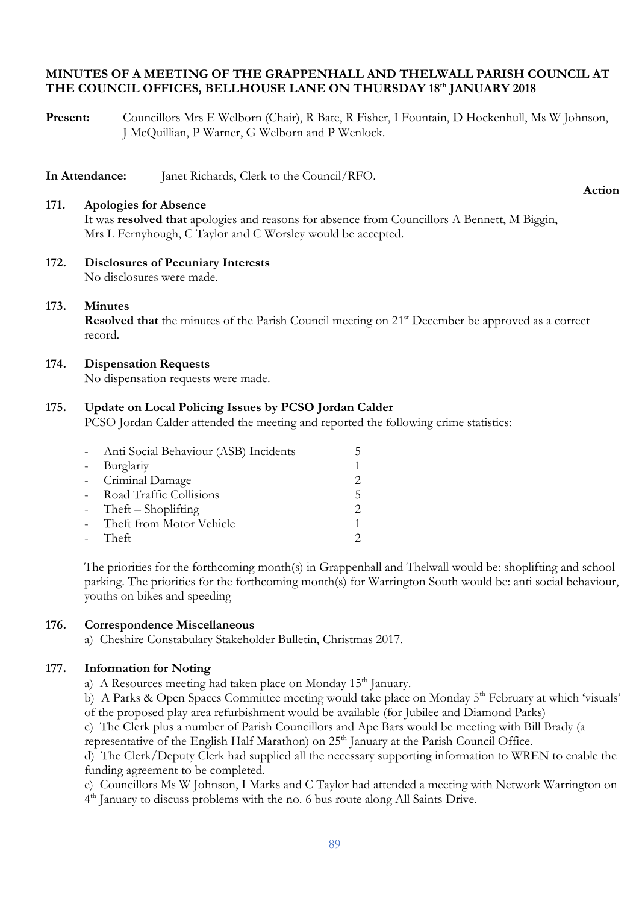**MINUTES OF A MEETING OF THE GRAPPENHALL AND THELWALL PARISH COUNCIL AT THE COUNCIL OFFICES, BELLHOUSE LANE ON THURSDAY 18th JANUARY 2018**

**Present:** Councillors Mrs E Welborn (Chair), R Bate, R Fisher, I Fountain, D Hockenhull, Ms W Johnson, J McQuillian, P Warner, G Welborn and P Wenlock.

**In Attendance:** Janet Richards, Clerk to the Council/RFO.

**Action**

**171. Apologies for Absence**

It was **resolved that** apologies and reasons for absence from Councillors A Bennett, M Biggin, Mrs L Fernyhough, C Taylor and C Worsley would be accepted.

**172. Disclosures of Pecuniary Interests**

No disclosures were made.

**173. Minutes**

**Resolved that** the minutes of the Parish Council meeting on 21st December be approved as a correct record.

**174. Dispensation Requests**

No dispensation requests were made.

**175. Update on Local Policing Issues by PCSO Jordan Calder**

PCSO Jordan Calder attended the meeting and reported the following crime statistics:

| | |
|---|---|
| - Anti Social Behaviour (ASB) Incidents | 5 |
| - Burglariy | 1 |
| - Criminal Damage | 2 |
| - Road Traffic Collisions | 5 |
| - Theft – Shoplifting | 2 |
| - Theft from Motor Vehicle | 1 |
| - Theft | 2 |

The priorities for the forthcoming month(s) in Grappenhall and Thelwall would be: shoplifting and school parking. The priorities for the forthcoming month(s) for Warrington South would be: anti social behaviour, youths on bikes and speeding

**176. Correspondence Miscellaneous**

a) Cheshire Constabulary Stakeholder Bulletin, Christmas 2017.

**177. Information for Noting**

a) A Resources meeting had taken place on Monday 15th January.

b) A Parks & Open Spaces Committee meeting would take place on Monday 5th February at which 'visuals' of the proposed play area refurbishment would be available (for Jubilee and Diamond Parks)

c) The Clerk plus a number of Parish Councillors and Ape Bars would be meeting with Bill Brady (a representative of the English Half Marathon) on 25th January at the Parish Council Office.

d) The Clerk/Deputy Clerk had supplied all the necessary supporting information to WREN to enable the funding agreement to be completed.

e) Councillors Ms W Johnson, I Marks and C Taylor had attended a meeting with Network Warrington on 4th January to discuss problems with the no. 6 bus route along All Saints Drive.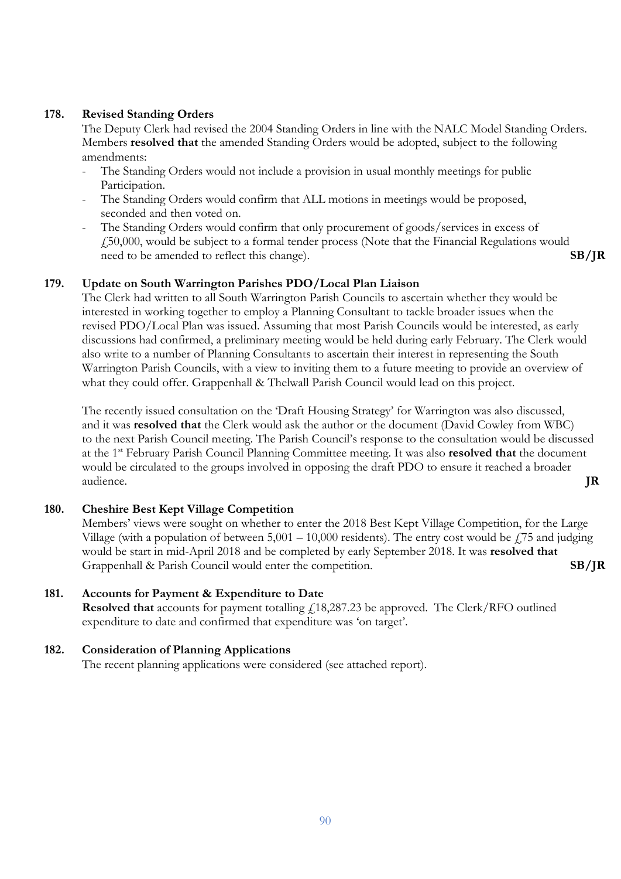**178. Revised Standing Orders**

The Deputy Clerk had revised the 2004 Standing Orders in line with the NALC Model Standing Orders. Members **resolved that** the amended Standing Orders would be adopted, subject to the following amendments:

- The Standing Orders would not include a provision in usual monthly meetings for public Participation.
- The Standing Orders would confirm that ALL motions in meetings would be proposed, seconded and then voted on.
- The Standing Orders would confirm that only procurement of goods/services in excess of £50,000, would be subject to a formal tender process (Note that the Financial Regulations would need to be amended to reflect this change). **SB/JR**

**179. Update on South Warrington Parishes PDO/Local Plan Liaison**

The Clerk had written to all South Warrington Parish Councils to ascertain whether they would be interested in working together to employ a Planning Consultant to tackle broader issues when the revised PDO/Local Plan was issued. Assuming that most Parish Councils would be interested, as early discussions had confirmed, a preliminary meeting would be held during early February. The Clerk would also write to a number of Planning Consultants to ascertain their interest in representing the South Warrington Parish Councils, with a view to inviting them to a future meeting to provide an overview of what they could offer. Grappenhall & Thelwall Parish Council would lead on this project.

The recently issued consultation on the 'Draft Housing Strategy' for Warrington was also discussed, and it was **resolved that** the Clerk would ask the author or the document (David Cowley from WBC) to the next Parish Council meeting. The Parish Council's response to the consultation would be discussed at the 1st February Parish Council Planning Committee meeting. It was also **resolved that** the document would be circulated to the groups involved in opposing the draft PDO to ensure it reached a broader audience. **JR**

**180. Cheshire Best Kept Village Competition**

Members' views were sought on whether to enter the 2018 Best Kept Village Competition, for the Large Village (with a population of between 5,001 – 10,000 residents). The entry cost would be £75 and judging would be start in mid-April 2018 and be completed by early September 2018. It was **resolved that** Grappenhall & Parish Council would enter the competition. **SB/JR**

**181. Accounts for Payment & Expenditure to Date**

**Resolved that** accounts for payment totalling £18,287.23 be approved. The Clerk/RFO outlined expenditure to date and confirmed that expenditure was 'on target'.

**182. Consideration of Planning Applications**

The recent planning applications were considered (see attached report).